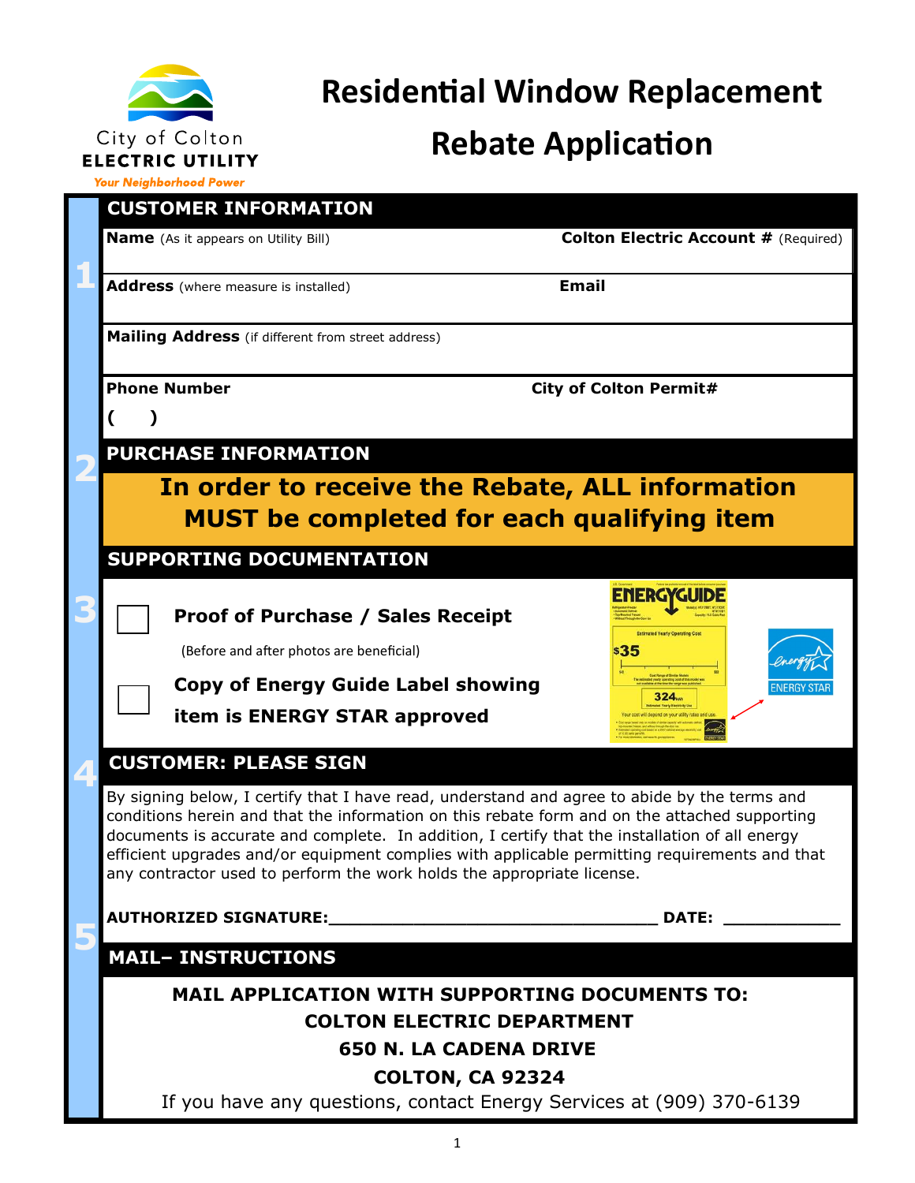City of Colton
**ELECTRIC UTILITY**
*Your Neighborhood Power*

# Residential Window Replacement Rebate Application

## 1 CUSTOMER INFORMATION

**Name** (As it appears on Utility Bill) | **Colton Electric Account #** (Required)

**Address** (where measure is installed) | **Email**

**Mailing Address** (if different from street address)

**Phone Number** ( ) | **City of Colton Permit#**

## 2 PURCHASE INFORMATION

**In order to receive the Rebate, ALL information MUST be completed for each qualifying item**

## 3 SUPPORTING DOCUMENTATION

- ☐ **Proof of Purchase / Sales Receipt**
  (Before and after photos are beneficial)
- ☐ **Copy of Energy Guide Label showing item is ENERGY STAR approved**

## 4 CUSTOMER: PLEASE SIGN

By signing below, I certify that I have read, understand and agree to abide by the terms and conditions herein and that the information on this rebate form and on the attached supporting documents is accurate and complete. In addition, I certify that the installation of all energy efficient upgrades and/or equipment complies with applicable permitting requirements and that any contractor used to perform the work holds the appropriate license.

**AUTHORIZED SIGNATURE:**________________________________ **DATE:** ___________

## 5 MAIL– INSTRUCTIONS

**MAIL APPLICATION WITH SUPPORTING DOCUMENTS TO:**
**COLTON ELECTRIC DEPARTMENT**
**650 N. LA CADENA DRIVE**
**COLTON, CA 92324**

If you have any questions, contact Energy Services at (909) 370-6139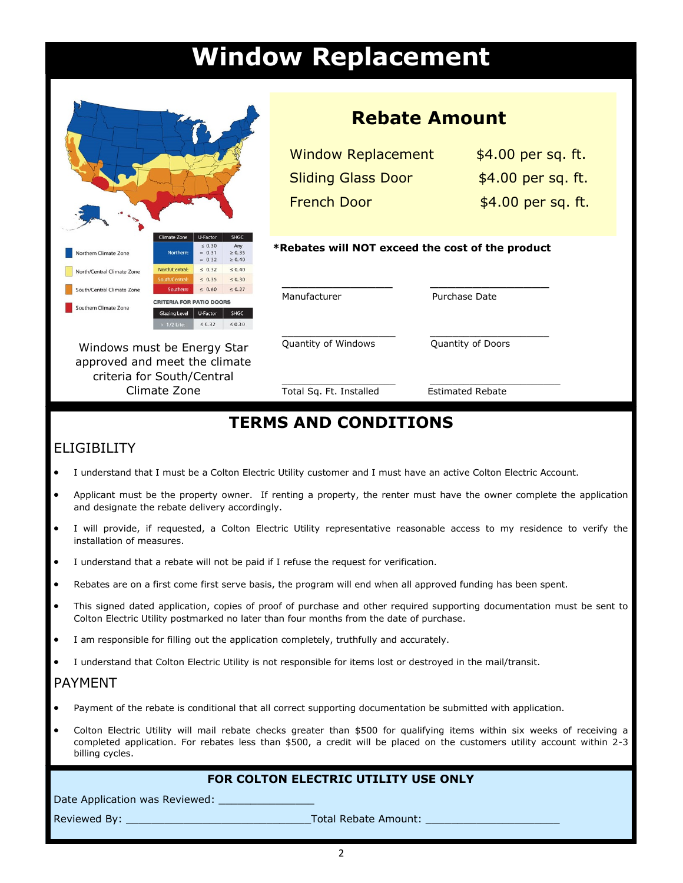# Window Replacement

Northern Climate Zone

North/Central Climate Zone

South/Central Climate Zone

Southern Climate Zone

| Climate Zone | U-Factor | SHGC |
|---|---|---|
| Northern | ≤ 0.30 | Any |
| | = 0.31 | ≥ 0.35 |
| | = 0.32 | ≥ 0.40 |
| North/Central | ≤ 0.32 | ≤ 0.40 |
| South/Central | ≤ 0.35 | ≤ 0.30 |
| Southern | ≤ 0.60 | ≤ 0.27 |

CRITERIA FOR PATIO DOORS

| Glazing Level | U-Factor | SHGC |
|---|---|---|
| > 1/2 Lite | ≤ 0.32 | ≤ 0.30 |

Windows must be Energy Star approved and meet the climate criteria for South/Central Climate Zone

## Rebate Amount

| | |
|---|---|
| Window Replacement | $4.00 per sq. ft. |
| Sliding Glass Door | $4.00 per sq. ft. |
| French Door | $4.00 per sq. ft. |

**\*Rebates will NOT exceed the cost of the product**

___________________ Manufacturer

___________________ Purchase Date

___________________ Quantity of Windows

___________________ Quantity of Doors

___________________ Total Sq. Ft. Installed

___________________ Estimated Rebate

## TERMS AND CONDITIONS

### ELIGIBILITY

- I understand that I must be a Colton Electric Utility customer and I must have an active Colton Electric Account.
- Applicant must be the property owner. If renting a property, the renter must have the owner complete the application and designate the rebate delivery accordingly.
- I will provide, if requested, a Colton Electric Utility representative reasonable access to my residence to verify the installation of measures.
- I understand that a rebate will not be paid if I refuse the request for verification.
- Rebates are on a first come first serve basis, the program will end when all approved funding has been spent.
- This signed dated application, copies of proof of purchase and other required supporting documentation must be sent to Colton Electric Utility postmarked no later than four months from the date of purchase.
- I am responsible for filling out the application completely, truthfully and accurately.
- I understand that Colton Electric Utility is not responsible for items lost or destroyed in the mail/transit.

### PAYMENT

- Payment of the rebate is conditional that all correct supporting documentation be submitted with application.
- Colton Electric Utility will mail rebate checks greater than $500 for qualifying items within six weeks of receiving a completed application. For rebates less than $500, a credit will be placed on the customers utility account within 2-3 billing cycles.

**FOR COLTON ELECTRIC UTILITY USE ONLY**

Date Application was Reviewed: _______________

Reviewed By: _____________________________ Total Rebate Amount: _____________________